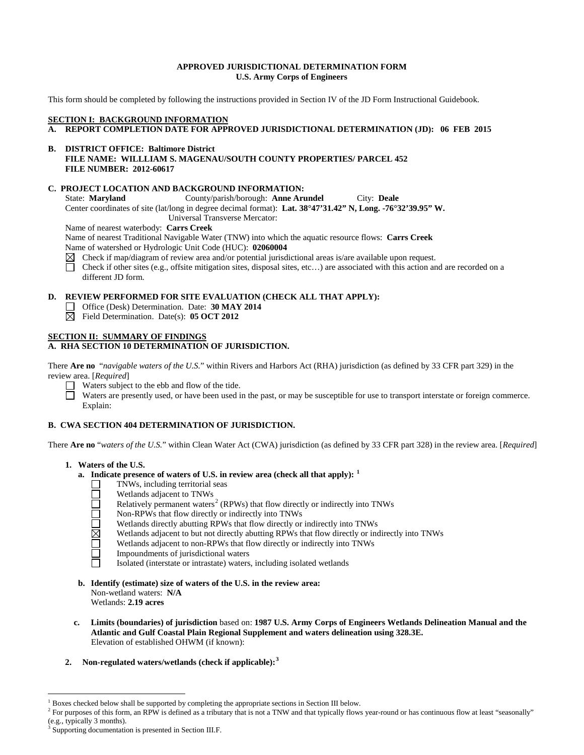**APPROVED JURISDICTIONAL DETERMINATION FORM**
**U.S. Army Corps of Engineers**

This form should be completed by following the instructions provided in Section IV of the JD Form Instructional Guidebook.

## SECTION I: BACKGROUND INFORMATION

**A. REPORT COMPLETION DATE FOR APPROVED JURISDICTIONAL DETERMINATION (JD): 06 FEB 2015**

**B. DISTRICT OFFICE: Baltimore District**
**FILE NAME: WILLLIAM S. MAGENAU/SOUTH COUNTY PROPERTIES/ PARCEL 452**
**FILE NUMBER: 2012-60617**

**C. PROJECT LOCATION AND BACKGROUND INFORMATION:**

State: **Maryland** County/parish/borough: **Anne Arundel** City: **Deale**

Center coordinates of site (lat/long in degree decimal format): **Lat. 38°47'31.42" N, Long. -76°32'39.95" W.**

Universal Transverse Mercator:

Name of nearest waterbody: **Carrs Creek**

Name of nearest Traditional Navigable Water (TNW) into which the aquatic resource flows: **Carrs Creek**

Name of watershed or Hydrologic Unit Code (HUC): **02060004**

- ☒ Check if map/diagram of review area and/or potential jurisdictional areas is/are available upon request.
- ☐ Check if other sites (e.g., offsite mitigation sites, disposal sites, etc…) are associated with this action and are recorded on a different JD form.

**D. REVIEW PERFORMED FOR SITE EVALUATION (CHECK ALL THAT APPLY):**

- ☐ Office (Desk) Determination. Date: **30 MAY 2014**
- ☒ Field Determination. Date(s): **05 OCT 2012**

## SECTION II: SUMMARY OF FINDINGS

**A. RHA SECTION 10 DETERMINATION OF JURISDICTION.**

There **Are no** "*navigable waters of the U.S.*" within Rivers and Harbors Act (RHA) jurisdiction (as defined by 33 CFR part 329) in the review area. [*Required*]

- ☐ Waters subject to the ebb and flow of the tide.
- ☐ Waters are presently used, or have been used in the past, or may be susceptible for use to transport interstate or foreign commerce. Explain:

**B. CWA SECTION 404 DETERMINATION OF JURISDICTION.**

There **Are no** "*waters of the U.S.*" within Clean Water Act (CWA) jurisdiction (as defined by 33 CFR part 328) in the review area. [*Required*]

**1. Waters of the U.S.**

**a. Indicate presence of waters of U.S. in review area (check all that apply):** [1]

- ☐ TNWs, including territorial seas
- ☐ Wetlands adjacent to TNWs
- ☐ Relatively permanent waters[2] (RPWs) that flow directly or indirectly into TNWs
- ☐ Non-RPWs that flow directly or indirectly into TNWs
- ☐ Wetlands directly abutting RPWs that flow directly or indirectly into TNWs
- ☒ Wetlands adjacent to but not directly abutting RPWs that flow directly or indirectly into TNWs
- ☐ Wetlands adjacent to non-RPWs that flow directly or indirectly into TNWs
- ☐ Impoundments of jurisdictional waters
- ☐ Isolated (interstate or intrastate) waters, including isolated wetlands

**b. Identify (estimate) size of waters of the U.S. in the review area:**

Non-wetland waters: **N/A**

Wetlands: **2.19 acres**

**c. Limits (boundaries) of jurisdiction** based on: **1987 U.S. Army Corps of Engineers Wetlands Delineation Manual and the Atlantic and Gulf Coastal Plain Regional Supplement and waters delineation using 328.3E.**

Elevation of established OHWM (if known):

**2. Non-regulated waters/wetlands (check if applicable):** [3]

---

[1] Boxes checked below shall be supported by completing the appropriate sections in Section III below.

[2] For purposes of this form, an RPW is defined as a tributary that is not a TNW and that typically flows year-round or has continuous flow at least "seasonally" (e.g., typically 3 months).

[3] Supporting documentation is presented in Section III.F.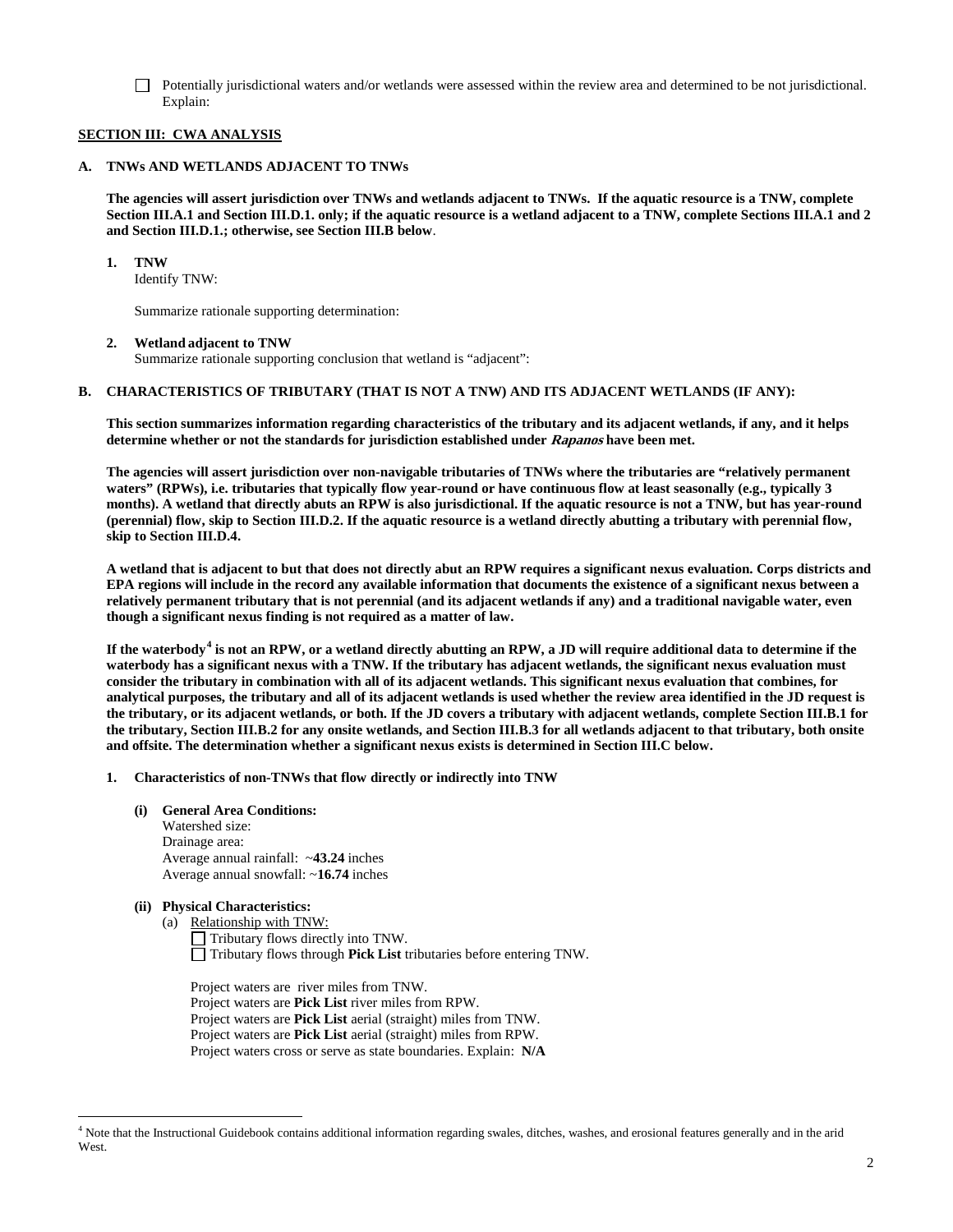☐ Potentially jurisdictional waters and/or wetlands were assessed within the review area and determined to be not jurisdictional. Explain:

## SECTION III: CWA ANALYSIS

### A. TNWs AND WETLANDS ADJACENT TO TNWs

**The agencies will assert jurisdiction over TNWs and wetlands adjacent to TNWs. If the aquatic resource is a TNW, complete Section III.A.1 and Section III.D.1. only; if the aquatic resource is a wetland adjacent to a TNW, complete Sections III.A.1 and 2 and Section III.D.1.; otherwise, see Section III.B below**.

**1. TNW**

Identify TNW:

Summarize rationale supporting determination:

**2. Wetland adjacent to TNW**

Summarize rationale supporting conclusion that wetland is "adjacent":

### B. CHARACTERISTICS OF TRIBUTARY (THAT IS NOT A TNW) AND ITS ADJACENT WETLANDS (IF ANY):

**This section summarizes information regarding characteristics of the tributary and its adjacent wetlands, if any, and it helps determine whether or not the standards for jurisdiction established under *Rapanos* have been met.**

**The agencies will assert jurisdiction over non-navigable tributaries of TNWs where the tributaries are "relatively permanent waters" (RPWs), i.e. tributaries that typically flow year-round or have continuous flow at least seasonally (e.g., typically 3 months). A wetland that directly abuts an RPW is also jurisdictional. If the aquatic resource is not a TNW, but has year-round (perennial) flow, skip to Section III.D.2. If the aquatic resource is a wetland directly abutting a tributary with perennial flow, skip to Section III.D.4.**

**A wetland that is adjacent to but that does not directly abut an RPW requires a significant nexus evaluation. Corps districts and EPA regions will include in the record any available information that documents the existence of a significant nexus between a relatively permanent tributary that is not perennial (and its adjacent wetlands if any) and a traditional navigable water, even though a significant nexus finding is not required as a matter of law.**

**If the waterbody[4] is not an RPW, or a wetland directly abutting an RPW, a JD will require additional data to determine if the waterbody has a significant nexus with a TNW. If the tributary has adjacent wetlands, the significant nexus evaluation must consider the tributary in combination with all of its adjacent wetlands. This significant nexus evaluation that combines, for analytical purposes, the tributary and all of its adjacent wetlands is used whether the review area identified in the JD request is the tributary, or its adjacent wetlands, or both. If the JD covers a tributary with adjacent wetlands, complete Section III.B.1 for the tributary, Section III.B.2 for any onsite wetlands, and Section III.B.3 for all wetlands adjacent to that tributary, both onsite and offsite. The determination whether a significant nexus exists is determined in Section III.C below.**

**1. Characteristics of non-TNWs that flow directly or indirectly into TNW**

**(i) General Area Conditions:**

Watershed size:
Drainage area:
Average annual rainfall: ~**43.24** inches
Average annual snowfall: ~**16.74** inches

**(ii) Physical Characteristics:**

(a) Relationship with TNW:

☐ Tributary flows directly into TNW.
☐ Tributary flows through **Pick List** tributaries before entering TNW.

Project waters are river miles from TNW.
Project waters are **Pick List** river miles from RPW.
Project waters are **Pick List** aerial (straight) miles from TNW.
Project waters are **Pick List** aerial (straight) miles from RPW.
Project waters cross or serve as state boundaries. Explain: **N/A**

---

[4] Note that the Instructional Guidebook contains additional information regarding swales, ditches, washes, and erosional features generally and in the arid West.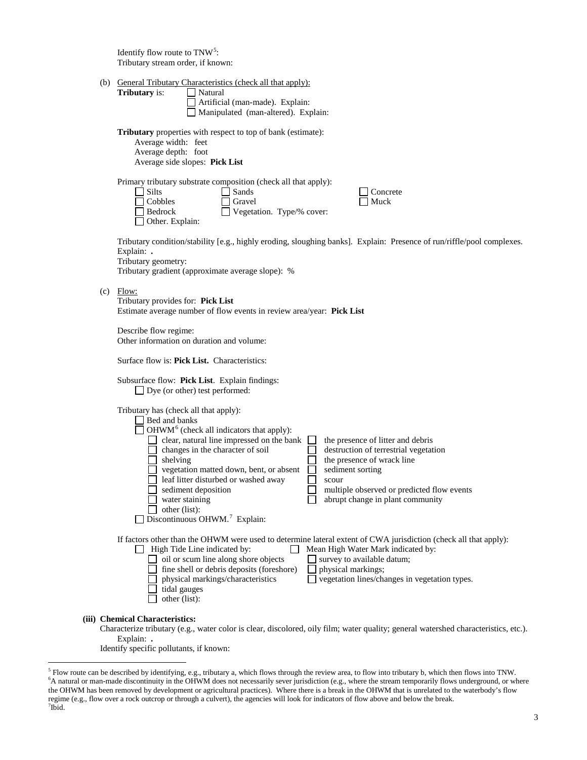Identify flow route to TNW[5]:
Tributary stream order, if known:

(b) General Tributary Characteristics (check all that apply):

**Tributary** is:
- ☐ Natural
- ☐ Artificial (man-made). Explain:
- ☐ Manipulated (man-altered). Explain:

**Tributary** properties with respect to top of bank (estimate):
Average width: feet
Average depth: foot
Average side slopes: **Pick List**

Primary tributary substrate composition (check all that apply):
- ☐ Silts
- ☐ Sands
- ☐ Concrete
- ☐ Cobbles
- ☐ Gravel
- ☐ Muck
- ☐ Bedrock
- ☐ Vegetation. Type/% cover:
- ☐ Other. Explain:

Tributary condition/stability [e.g., highly eroding, sloughing banks]. Explain: Presence of run/riffle/pool complexes. Explain: **.**
Tributary geometry:
Tributary gradient (approximate average slope): %

(c) Flow:
Tributary provides for: **Pick List**
Estimate average number of flow events in review area/year: **Pick List**

Describe flow regime:
Other information on duration and volume:

Surface flow is: **Pick List.** Characteristics:

Subsurface flow: **Pick List**. Explain findings:
- ☐ Dye (or other) test performed:

Tributary has (check all that apply):
- ☐ Bed and banks
- ☐ OHWM[6] (check all indicators that apply):
  - ☐ clear, natural line impressed on the bank
  - ☐ the presence of litter and debris
  - ☐ changes in the character of soil
  - ☐ destruction of terrestrial vegetation
  - ☐ shelving
  - ☐ the presence of wrack line
  - ☐ vegetation matted down, bent, or absent
  - ☐ sediment sorting
  - ☐ leaf litter disturbed or washed away
  - ☐ scour
  - ☐ sediment deposition
  - ☐ multiple observed or predicted flow events
  - ☐ water staining
  - ☐ abrupt change in plant community
  - ☐ other (list):
- ☐ Discontinuous OHWM.[7] Explain:

If factors other than the OHWM were used to determine lateral extent of CWA jurisdiction (check all that apply):
- ☐ High Tide Line indicated by:
  - ☐ oil or scum line along shore objects
  - ☐ fine shell or debris deposits (foreshore)
  - ☐ physical markings/characteristics
  - ☐ tidal gauges
  - ☐ other (list):
- ☐ Mean High Water Mark indicated by:
  - ☐ survey to available datum;
  - ☐ physical markings;
  - ☐ vegetation lines/changes in vegetation types.

**(iii) Chemical Characteristics:**

Characterize tributary (e.g., water color is clear, discolored, oily film; water quality; general watershed characteristics, etc.). Explain: **.**
Identify specific pollutants, if known:

---

[5] Flow route can be described by identifying, e.g., tributary a, which flows through the review area, to flow into tributary b, which then flows into TNW.
[6] A natural or man-made discontinuity in the OHWM does not necessarily sever jurisdiction (e.g., where the stream temporarily flows underground, or where the OHWM has been removed by development or agricultural practices). Where there is a break in the OHWM that is unrelated to the waterbody's flow regime (e.g., flow over a rock outcrop or through a culvert), the agencies will look for indicators of flow above and below the break.
[7] Ibid.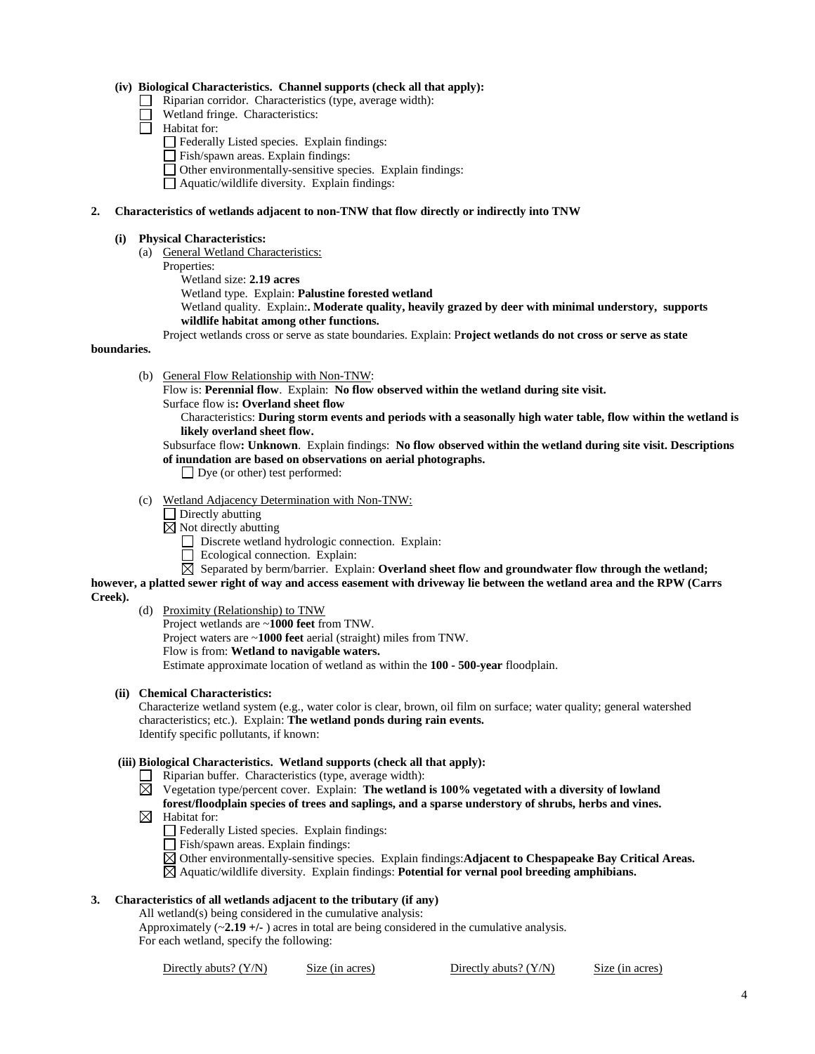**(iv) Biological Characteristics. Channel supports (check all that apply):**

- ☐ Riparian corridor. Characteristics (type, average width):
- ☐ Wetland fringe. Characteristics:
- ☐ Habitat for:
  - ☐ Federally Listed species. Explain findings:
  - ☐ Fish/spawn areas. Explain findings:
  - ☐ Other environmentally-sensitive species. Explain findings:
  - ☐ Aquatic/wildlife diversity. Explain findings:

**2. Characteristics of wetlands adjacent to non-TNW that flow directly or indirectly into TNW**

**(i) Physical Characteristics:**

(a) General Wetland Characteristics:

Properties:

Wetland size: **2.19 acres**

Wetland type. Explain: **Palustine forested wetland**

Wetland quality. Explain**:. Moderate quality, heavily grazed by deer with minimal understory, supports wildlife habitat among other functions.**

Project wetlands cross or serve as state boundaries. Explain: P**roject wetlands do not cross or serve as state boundaries.**

(b) General Flow Relationship with Non-TNW:

Flow is: **Perennial flow**. Explain: **No flow observed within the wetland during site visit.**

Surface flow is**: Overland sheet flow**

Characteristics: **During storm events and periods with a seasonally high water table, flow within the wetland is likely overland sheet flow.**

Subsurface flow**: Unknown**. Explain findings: **No flow observed within the wetland during site visit. Descriptions of inundation are based on observations on aerial photographs.**

☐ Dye (or other) test performed:

(c) Wetland Adjacency Determination with Non-TNW:

- ☐ Directly abutting
- ☒ Not directly abutting
  - ☐ Discrete wetland hydrologic connection. Explain:
  - ☐ Ecological connection. Explain:
  - ☒ Separated by berm/barrier. Explain: **Overland sheet flow and groundwater flow through the wetland; however, a platted sewer right of way and access easement with driveway lie between the wetland area and the RPW (Carrs Creek).**

(d) Proximity (Relationship) to TNW

Project wetlands are ~**1000 feet** from TNW.

Project waters are ~**1000 feet** aerial (straight) miles from TNW.

Flow is from: **Wetland to navigable waters.**

Estimate approximate location of wetland as within the **100 - 500-year** floodplain.

**(ii) Chemical Characteristics:**

Characterize wetland system (e.g., water color is clear, brown, oil film on surface; water quality; general watershed characteristics; etc.). Explain: **The wetland ponds during rain events.**

Identify specific pollutants, if known:

**(iii) Biological Characteristics. Wetland supports (check all that apply):**

- ☐ Riparian buffer. Characteristics (type, average width):
- ☒ Vegetation type/percent cover. Explain: **The wetland is 100% vegetated with a diversity of lowland forest/floodplain species of trees and saplings, and a sparse understory of shrubs, herbs and vines.**
- ☒ Habitat for:
  - ☐ Federally Listed species. Explain findings:
  - ☐ Fish/spawn areas. Explain findings:
  - ☒ Other environmentally-sensitive species. Explain findings:**Adjacent to Chespapeake Bay Critical Areas.**
  - ☒ Aquatic/wildlife diversity. Explain findings: **Potential for vernal pool breeding amphibians.**

**3. Characteristics of all wetlands adjacent to the tributary (if any)**

All wetland(s) being considered in the cumulative analysis:

Approximately (~**2.19 +/-** ) acres in total are being considered in the cumulative analysis.

For each wetland, specify the following:

| Directly abuts? (Y/N) | Size (in acres) | Directly abuts? (Y/N) | Size (in acres) |
|---|---|---|---|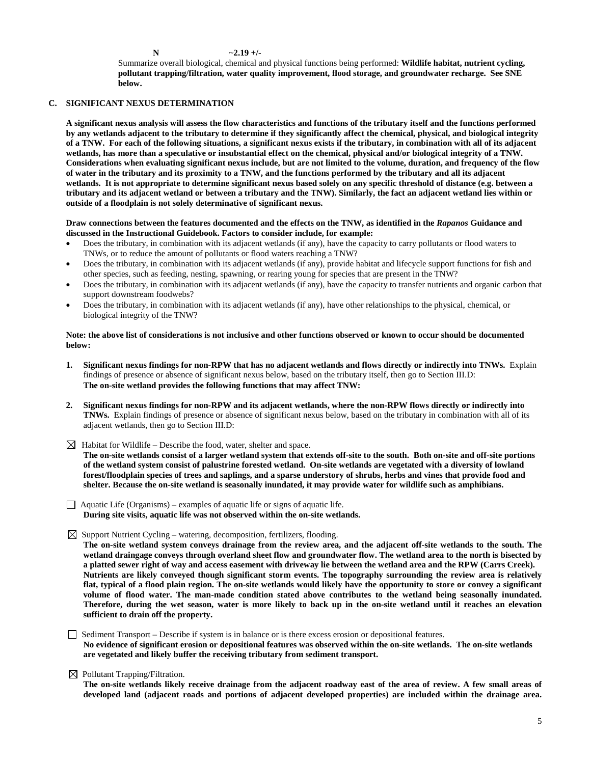**N** ~**2.19 +/-**

Summarize overall biological, chemical and physical functions being performed: **Wildlife habitat, nutrient cycling, pollutant trapping/filtration, water quality improvement, flood storage, and groundwater recharge. See SNE below.**

### C. SIGNIFICANT NEXUS DETERMINATION

**A significant nexus analysis will assess the flow characteristics and functions of the tributary itself and the functions performed by any wetlands adjacent to the tributary to determine if they significantly affect the chemical, physical, and biological integrity of a TNW. For each of the following situations, a significant nexus exists if the tributary, in combination with all of its adjacent wetlands, has more than a speculative or insubstantial effect on the chemical, physical and/or biological integrity of a TNW. Considerations when evaluating significant nexus include, but are not limited to the volume, duration, and frequency of the flow of water in the tributary and its proximity to a TNW, and the functions performed by the tributary and all its adjacent wetlands. It is not appropriate to determine significant nexus based solely on any specific threshold of distance (e.g. between a tributary and its adjacent wetland or between a tributary and the TNW). Similarly, the fact an adjacent wetland lies within or outside of a floodplain is not solely determinative of significant nexus.**

**Draw connections between the features documented and the effects on the TNW, as identified in the *Rapanos* Guidance and discussed in the Instructional Guidebook. Factors to consider include, for example:**

- Does the tributary, in combination with its adjacent wetlands (if any), have the capacity to carry pollutants or flood waters to TNWs, or to reduce the amount of pollutants or flood waters reaching a TNW?
- Does the tributary, in combination with its adjacent wetlands (if any), provide habitat and lifecycle support functions for fish and other species, such as feeding, nesting, spawning, or rearing young for species that are present in the TNW?
- Does the tributary, in combination with its adjacent wetlands (if any), have the capacity to transfer nutrients and organic carbon that support downstream foodwebs?
- Does the tributary, in combination with its adjacent wetlands (if any), have other relationships to the physical, chemical, or biological integrity of the TNW?

**Note: the above list of considerations is not inclusive and other functions observed or known to occur should be documented below:**

1. **Significant nexus findings for non-RPW that has no adjacent wetlands and flows directly or indirectly into TNWs.** Explain findings of presence or absence of significant nexus below, based on the tributary itself, then go to Section III.D:
   **The on-site wetland provides the following functions that may affect TNW:**

2. **Significant nexus findings for non-RPW and its adjacent wetlands, where the non-RPW flows directly or indirectly into TNWs.** Explain findings of presence or absence of significant nexus below, based on the tributary in combination with all of its adjacent wetlands, then go to Section III.D:

☒ Habitat for Wildlife – Describe the food, water, shelter and space.
**The on-site wetlands consist of a larger wetland system that extends off-site to the south. Both on-site and off-site portions of the wetland system consist of palustrine forested wetland. On-site wetlands are vegetated with a diversity of lowland forest/floodplain species of trees and saplings, and a sparse understory of shrubs, herbs and vines that provide food and shelter. Because the on-site wetland is seasonally inundated, it may provide water for wildlife such as amphibians.**

☐ Aquatic Life (Organisms) – examples of aquatic life or signs of aquatic life.
**During site visits, aquatic life was not observed within the on-site wetlands.**

☒ Support Nutrient Cycling – watering, decomposition, fertilizers, flooding.
**The on-site wetland system conveys drainage from the review area, and the adjacent off-site wetlands to the south. The wetland draingage conveys through overland sheet flow and groundwater flow. The wetland area to the north is bisected by a platted sewer right of way and access easement with driveway lie between the wetland area and the RPW (Carrs Creek). Nutrients are likely conveyed though significant storm events. The topography surrounding the review area is relatively flat, typical of a flood plain region. The on-site wetlands would likely have the opportunity to store or convey a significant volume of flood water. The man-made condition stated above contributes to the wetland being seasonally inundated. Therefore, during the wet season, water is more likely to back up in the on-site wetland until it reaches an elevation sufficient to drain off the property.**

☐ Sediment Transport – Describe if system is in balance or is there excess erosion or depositional features.
**No evidence of significant erosion or depositional features was observed within the on-site wetlands. The on-site wetlands are vegetated and likely buffer the receiving tributary from sediment transport.**

☒ Pollutant Trapping/Filtration.
**The on-site wetlands likely receive drainage from the adjacent roadway east of the area of review. A few small areas of developed land (adjacent roads and portions of adjacent developed properties) are included within the drainage area.**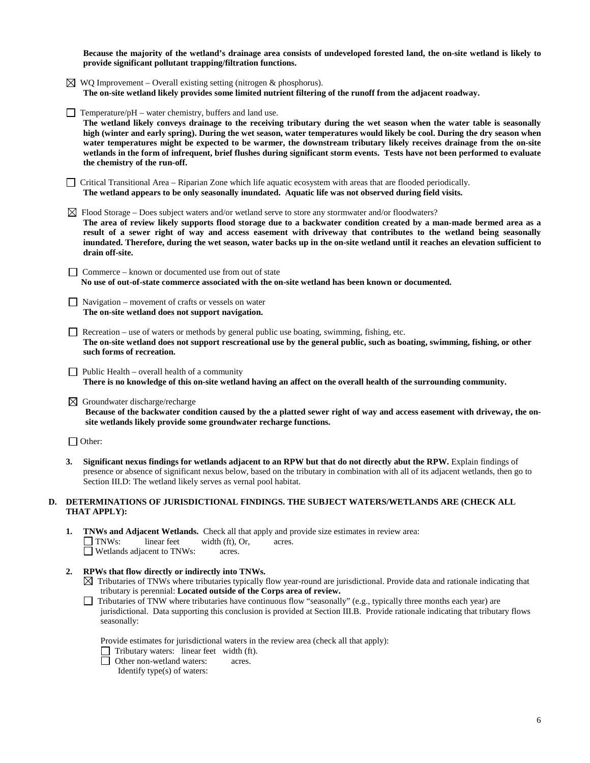**Because the majority of the wetland's drainage area consists of undeveloped forested land, the on-site wetland is likely to provide significant pollutant trapping/filtration functions.**

☒ WQ Improvement – Overall existing setting (nitrogen & phosphorus).
**The on-site wetland likely provides some limited nutrient filtering of the runoff from the adjacent roadway.**

☐ Temperature/pH – water chemistry, buffers and land use.
**The wetland likely conveys drainage to the receiving tributary during the wet season when the water table is seasonally high (winter and early spring). During the wet season, water temperatures would likely be cool. During the dry season when water temperatures might be expected to be warmer, the downstream tributary likely receives drainage from the on-site wetlands in the form of infrequent, brief flushes during significant storm events. Tests have not been performed to evaluate the chemistry of the run-off.**

☐ Critical Transitional Area – Riparian Zone which life aquatic ecosystem with areas that are flooded periodically.
**The wetland appears to be only seasonally inundated. Aquatic life was not observed during field visits.**

☒ Flood Storage – Does subject waters and/or wetland serve to store any stormwater and/or floodwaters?
**The area of review likely supports flood storage due to a backwater condition created by a man-made bermed area as a result of a sewer right of way and access easement with driveway that contributes to the wetland being seasonally inundated. Therefore, during the wet season, water backs up in the on-site wetland until it reaches an elevation sufficient to drain off-site.**

☐ Commerce – known or documented use from out of state
**No use of out-of-state commerce associated with the on-site wetland has been known or documented.**

☐ Navigation – movement of crafts or vessels on water
**The on-site wetland does not support navigation.**

☐ Recreation – use of waters or methods by general public use boating, swimming, fishing, etc.
**The on-site wetland does not support rescreational use by the general public, such as boating, swimming, fishing, or other such forms of recreation.**

☐ Public Health – overall health of a community
**There is no knowledge of this on-site wetland having an affect on the overall health of the surrounding community.**

☒ Groundwater discharge/recharge
**Because of the backwater condition caused by the a platted sewer right of way and access easement with driveway, the on-site wetlands likely provide some groundwater recharge functions.**

☐ Other:

3. **Significant nexus findings for wetlands adjacent to an RPW but that do not directly abut the RPW.** Explain findings of presence or absence of significant nexus below, based on the tributary in combination with all of its adjacent wetlands, then go to Section III.D: The wetland likely serves as vernal pool habitat.

## D. DETERMINATIONS OF JURISDICTIONAL FINDINGS. THE SUBJECT WATERS/WETLANDS ARE (CHECK ALL THAT APPLY):

1. **TNWs and Adjacent Wetlands.** Check all that apply and provide size estimates in review area:
   ☐ TNWs: linear feet width (ft), Or, acres.
   ☐ Wetlands adjacent to TNWs: acres.

2. **RPWs that flow directly or indirectly into TNWs.**
   ☒ Tributaries of TNWs where tributaries typically flow year-round are jurisdictional. Provide data and rationale indicating that tributary is perennial: **Located outside of the Corps area of review.**
   ☐ Tributaries of TNW where tributaries have continuous flow "seasonally" (e.g., typically three months each year) are jurisdictional. Data supporting this conclusion is provided at Section III.B. Provide rationale indicating that tributary flows seasonally:

   Provide estimates for jurisdictional waters in the review area (check all that apply):
   ☐ Tributary waters: linear feet width (ft).
   ☐ Other non-wetland waters: acres.
   Identify type(s) of waters: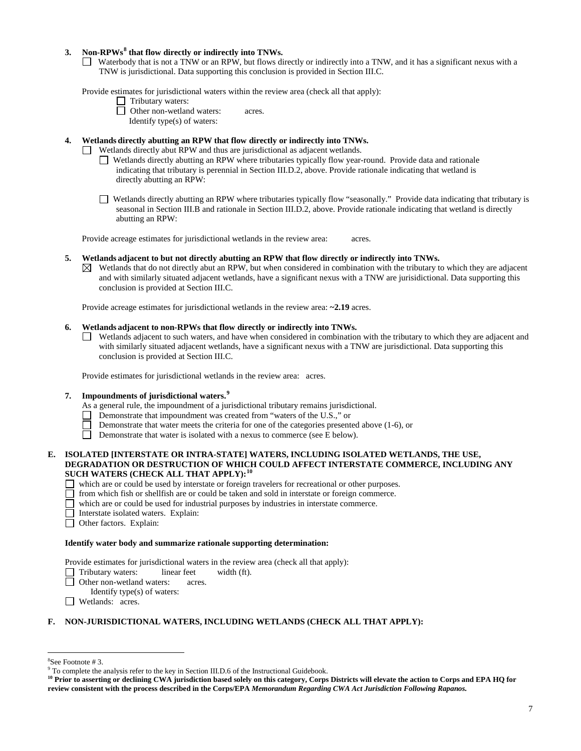**3. Non-RPWs[8] that flow directly or indirectly into TNWs.**

☐ Waterbody that is not a TNW or an RPW, but flows directly or indirectly into a TNW, and it has a significant nexus with a TNW is jurisdictional. Data supporting this conclusion is provided in Section III.C.

Provide estimates for jurisdictional waters within the review area (check all that apply):

☐ Tributary waters:

☐ Other non-wetland waters: acres.

Identify type(s) of waters:

**4. Wetlands directly abutting an RPW that flow directly or indirectly into TNWs.**

☐ Wetlands directly abut RPW and thus are jurisdictional as adjacent wetlands.

☐ Wetlands directly abutting an RPW where tributaries typically flow year-round. Provide data and rationale indicating that tributary is perennial in Section III.D.2, above. Provide rationale indicating that wetland is directly abutting an RPW:

☐ Wetlands directly abutting an RPW where tributaries typically flow "seasonally." Provide data indicating that tributary is seasonal in Section III.B and rationale in Section III.D.2, above. Provide rationale indicating that wetland is directly abutting an RPW:

Provide acreage estimates for jurisdictional wetlands in the review area: acres.

**5. Wetlands adjacent to but not directly abutting an RPW that flow directly or indirectly into TNWs.**

☒ Wetlands that do not directly abut an RPW, but when considered in combination with the tributary to which they are adjacent and with similarly situated adjacent wetlands, have a significant nexus with a TNW are jurisidictional. Data supporting this conclusion is provided at Section III.C.

Provide acreage estimates for jurisdictional wetlands in the review area: **~2.19** acres.

**6. Wetlands adjacent to non-RPWs that flow directly or indirectly into TNWs.**

☐ Wetlands adjacent to such waters, and have when considered in combination with the tributary to which they are adjacent and with similarly situated adjacent wetlands, have a significant nexus with a TNW are jurisdictional. Data supporting this conclusion is provided at Section III.C.

Provide estimates for jurisdictional wetlands in the review area: acres.

**7. Impoundments of jurisdictional waters.[9]**

As a general rule, the impoundment of a jurisdictional tributary remains jurisdictional.

☐ Demonstrate that impoundment was created from "waters of the U.S.," or

☐ Demonstrate that water meets the criteria for one of the categories presented above (1-6), or

☐ Demonstrate that water is isolated with a nexus to commerce (see E below).

**E. ISOLATED [INTERSTATE OR INTRA-STATE] WATERS, INCLUDING ISOLATED WETLANDS, THE USE, DEGRADATION OR DESTRUCTION OF WHICH COULD AFFECT INTERSTATE COMMERCE, INCLUDING ANY SUCH WATERS (CHECK ALL THAT APPLY):[10]**

☐ which are or could be used by interstate or foreign travelers for recreational or other purposes.

☐ from which fish or shellfish are or could be taken and sold in interstate or foreign commerce.

☐ which are or could be used for industrial purposes by industries in interstate commerce.

☐ Interstate isolated waters. Explain:

☐ Other factors. Explain:

**Identify water body and summarize rationale supporting determination:**

Provide estimates for jurisdictional waters in the review area (check all that apply):

☐ Tributary waters: linear feet width (ft).

☐ Other non-wetland waters: acres.

Identify type(s) of waters:

☐ Wetlands: acres.

**F. NON-JURISDICTIONAL WATERS, INCLUDING WETLANDS (CHECK ALL THAT APPLY):**

---

[8] See Footnote # 3.

[9] To complete the analysis refer to the key in Section III.D.6 of the Instructional Guidebook.

[10] **Prior to asserting or declining CWA jurisdiction based solely on this category, Corps Districts will elevate the action to Corps and EPA HQ for review consistent with the process described in the Corps/EPA *Memorandum Regarding CWA Act Jurisdiction Following Rapanos.***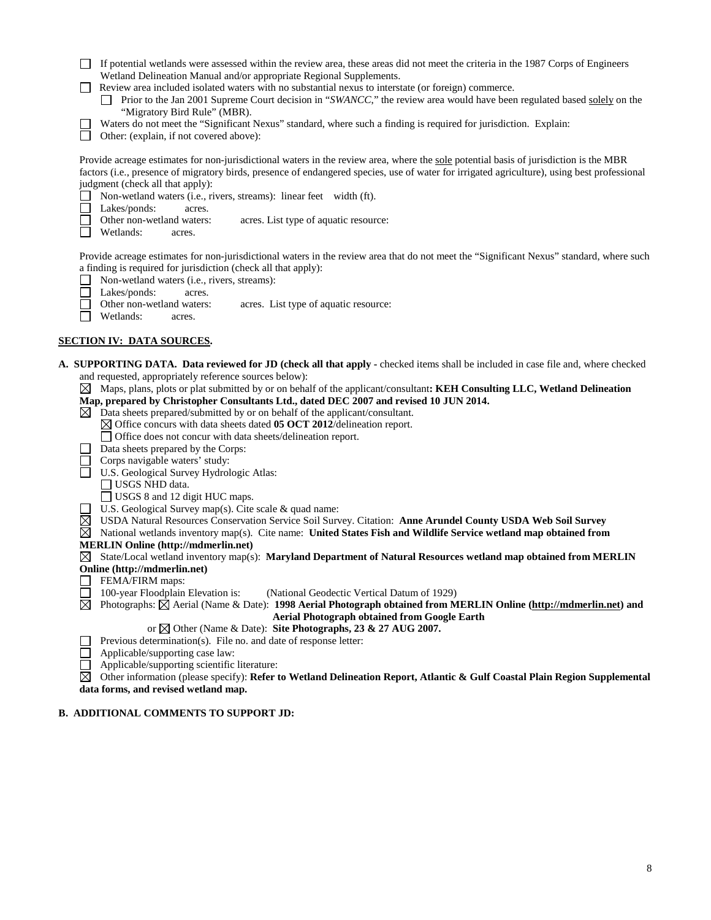☐ If potential wetlands were assessed within the review area, these areas did not meet the criteria in the 1987 Corps of Engineers Wetland Delineation Manual and/or appropriate Regional Supplements.

☐ Review area included isolated waters with no substantial nexus to interstate (or foreign) commerce.

- ☐ Prior to the Jan 2001 Supreme Court decision in "*SWANCC*," the review area would have been regulated based solely on the "Migratory Bird Rule" (MBR).

☐ Waters do not meet the "Significant Nexus" standard, where such a finding is required for jurisdiction. Explain:

☐ Other: (explain, if not covered above):

Provide acreage estimates for non-jurisdictional waters in the review area, where the sole potential basis of jurisdiction is the MBR factors (i.e., presence of migratory birds, presence of endangered species, use of water for irrigated agriculture), using best professional judgment (check all that apply):

☐ Non-wetland waters (i.e., rivers, streams): linear feet width (ft).
☐ Lakes/ponds: acres.
☐ Other non-wetland waters: acres. List type of aquatic resource:
☐ Wetlands: acres.

Provide acreage estimates for non-jurisdictional waters in the review area that do not meet the "Significant Nexus" standard, where such a finding is required for jurisdiction (check all that apply):

☐ Non-wetland waters (i.e., rivers, streams):
☐ Lakes/ponds: acres.
☐ Other non-wetland waters: acres. List type of aquatic resource:
☐ Wetlands: acres.

## SECTION IV: DATA SOURCES.

**A. SUPPORTING DATA. Data reviewed for JD (check all that apply** - checked items shall be included in case file and, where checked and requested, appropriately reference sources below):

☒ Maps, plans, plots or plat submitted by or on behalf of the applicant/consultant**: KEH Consulting LLC, Wetland Delineation Map, prepared by Christopher Consultants Ltd., dated DEC 2007 and revised 10 JUN 2014.**

☒ Data sheets prepared/submitted by or on behalf of the applicant/consultant.

- ☒ Office concurs with data sheets dated **05 OCT 2012**/delineation report.
- ☐ Office does not concur with data sheets/delineation report.

☐ Data sheets prepared by the Corps:

☐ Corps navigable waters' study:

☐ U.S. Geological Survey Hydrologic Atlas:

- ☐ USGS NHD data.
- ☐ USGS 8 and 12 digit HUC maps.

☐ U.S. Geological Survey map(s). Cite scale & quad name:

☒ USDA Natural Resources Conservation Service Soil Survey. Citation: **Anne Arundel County USDA Web Soil Survey**

☒ National wetlands inventory map(s). Cite name: **United States Fish and Wildlife Service wetland map obtained from MERLIN Online (http://mdmerlin.net)**

☒ State/Local wetland inventory map(s): **Maryland Department of Natural Resources wetland map obtained from MERLIN Online (http://mdmerlin.net)**

☐ FEMA/FIRM maps:

☐ 100-year Floodplain Elevation is: (National Geodectic Vertical Datum of 1929)

☒ Photographs: ☒ Aerial (Name & Date): **1998 Aerial Photograph obtained from MERLIN Online (http://mdmerlin.net) and Aerial Photograph obtained from Google Earth**

or ☒ Other (Name & Date): **Site Photographs, 23 & 27 AUG 2007.**

☐ Previous determination(s). File no. and date of response letter:

☐ Applicable/supporting case law:

☐ Applicable/supporting scientific literature:

☒ Other information (please specify): **Refer to Wetland Delineation Report, Atlantic & Gulf Coastal Plain Region Supplemental data forms, and revised wetland map.**

**B. ADDITIONAL COMMENTS TO SUPPORT JD:**